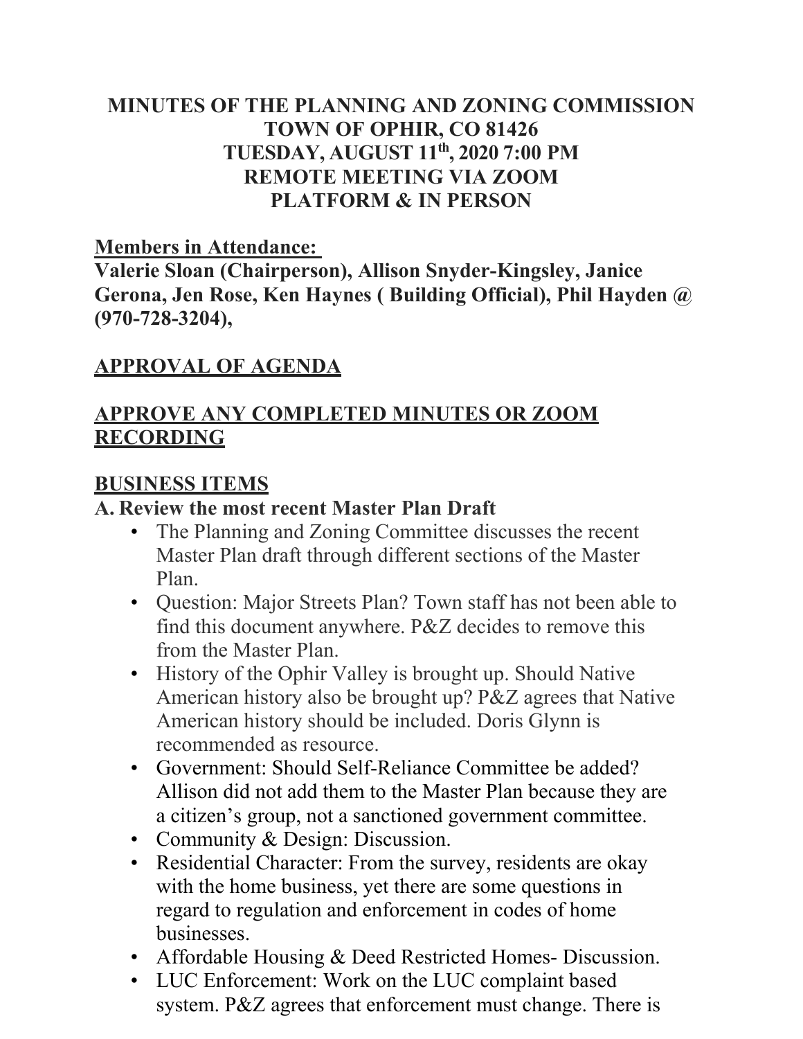# MINUTES OF THE PLANNING AND ZONING COMMISSION
# TOWN OF OPHIR, CO 81426
# TUESDAY, AUGUST 11th, 2020 7:00 PM
# REMOTE MEETING VIA ZOOM PLATFORM & IN PERSON

**Members in Attendance:**
**Valerie Sloan (Chairperson), Allison Snyder-Kingsley, Janice Gerona, Jen Rose, Ken Haynes ( Building Official), Phil Hayden @ (970-728-3204),**

## APPROVAL OF AGENDA

## APPROVE ANY COMPLETED MINUTES OR ZOOM RECORDING

## BUSINESS ITEMS

**A. Review the most recent Master Plan Draft**

- The Planning and Zoning Committee discusses the recent Master Plan draft through different sections of the Master Plan.
- Question: Major Streets Plan? Town staff has not been able to find this document anywhere. P&Z decides to remove this from the Master Plan.
- History of the Ophir Valley is brought up. Should Native American history also be brought up? P&Z agrees that Native American history should be included. Doris Glynn is recommended as resource.
- Government: Should Self-Reliance Committee be added? Allison did not add them to the Master Plan because they are a citizen's group, not a sanctioned government committee.
- Community & Design: Discussion.
- Residential Character: From the survey, residents are okay with the home business, yet there are some questions in regard to regulation and enforcement in codes of home businesses.
- Affordable Housing & Deed Restricted Homes- Discussion.
- LUC Enforcement: Work on the LUC complaint based system. P&Z agrees that enforcement must change. There is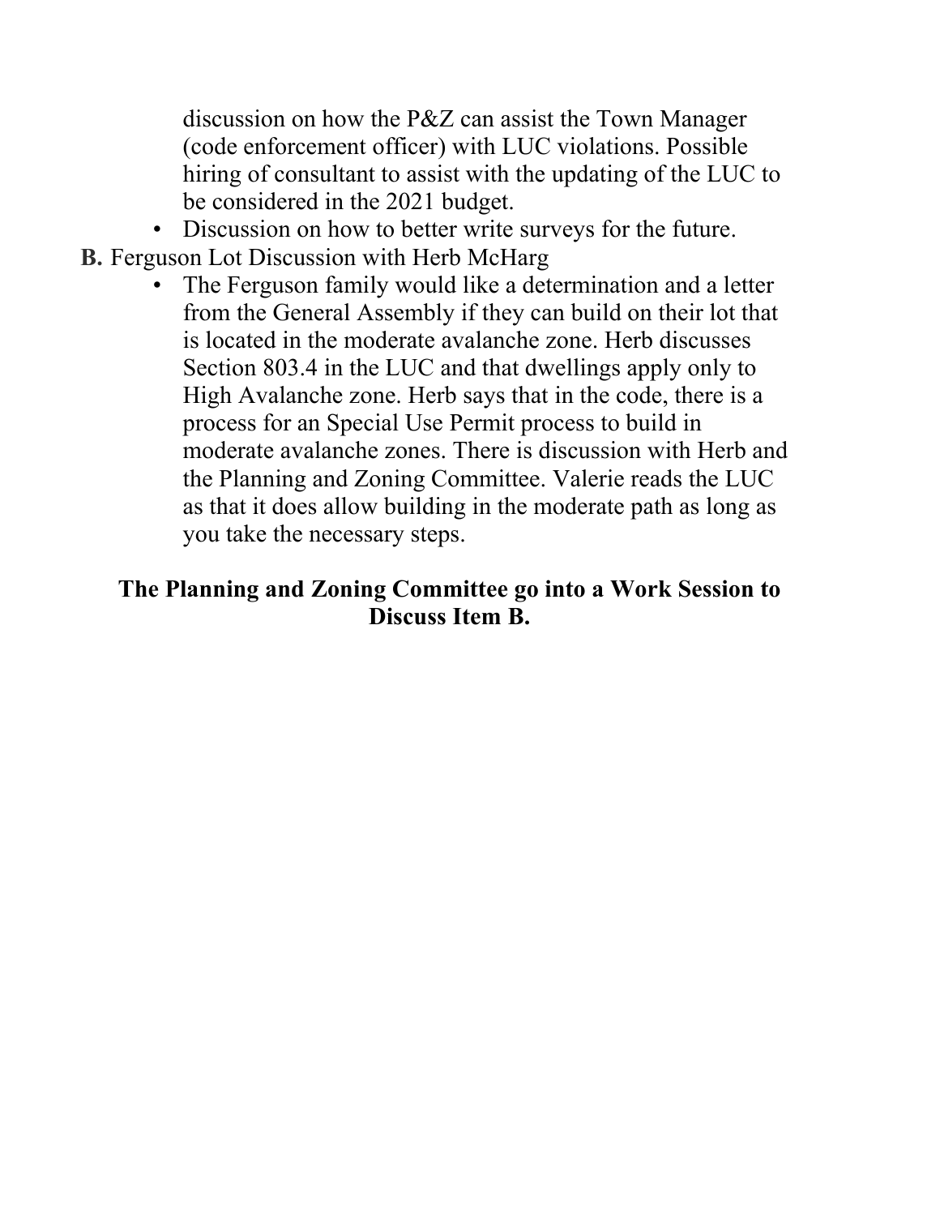discussion on how the P&Z can assist the Town Manager (code enforcement officer) with LUC violations. Possible hiring of consultant to assist with the updating of the LUC to be considered in the 2021 budget.

- Discussion on how to better write surveys for the future.

**B.** Ferguson Lot Discussion with Herb McHarg

- The Ferguson family would like a determination and a letter from the General Assembly if they can build on their lot that is located in the moderate avalanche zone. Herb discusses Section 803.4 in the LUC and that dwellings apply only to High Avalanche zone. Herb says that in the code, there is a process for an Special Use Permit process to build in moderate avalanche zones. There is discussion with Herb and the Planning and Zoning Committee. Valerie reads the LUC as that it does allow building in the moderate path as long as you take the necessary steps.

**The Planning and Zoning Committee go into a Work Session to Discuss Item B.**